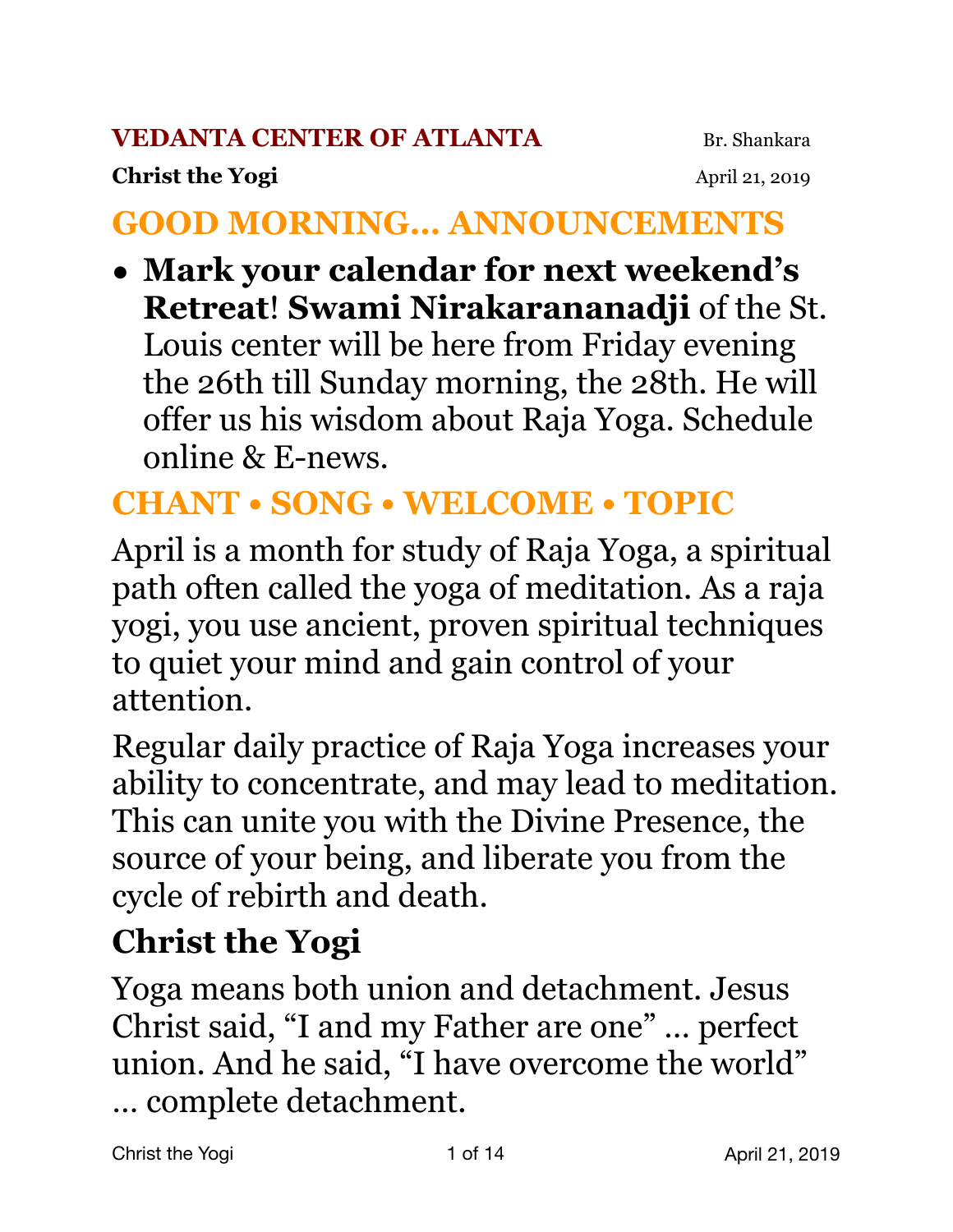**VEDANTA CENTER OF ATLANTA** Br. Shankara

**Christ the Yogi** April 21, 2019

## GOOD MORNING… ANNOUNCEMENTS

- **Mark your calendar for next weekend's Retreat**! **Swami Nirakaranandji** of the St. Louis center will be here from Friday evening the 26th till Sunday morning, the 28th. He will offer us his wisdom about Raja Yoga. Schedule online & E-news.

## CHANT • SONG • WELCOME • TOPIC

April is a month for study of Raja Yoga, a spiritual path often called the yoga of meditation. As a raja yogi, you use ancient, proven spiritual techniques to quiet your mind and gain control of your attention.

Regular daily practice of Raja Yoga increases your ability to concentrate, and may lead to meditation. This can unite you with the Divine Presence, the source of your being, and liberate you from the cycle of rebirth and death.

## Christ the Yogi

Yoga means both union and detachment. Jesus Christ said, "I and my Father are one" … perfect union. And he said, "I have overcome the world" … complete detachment.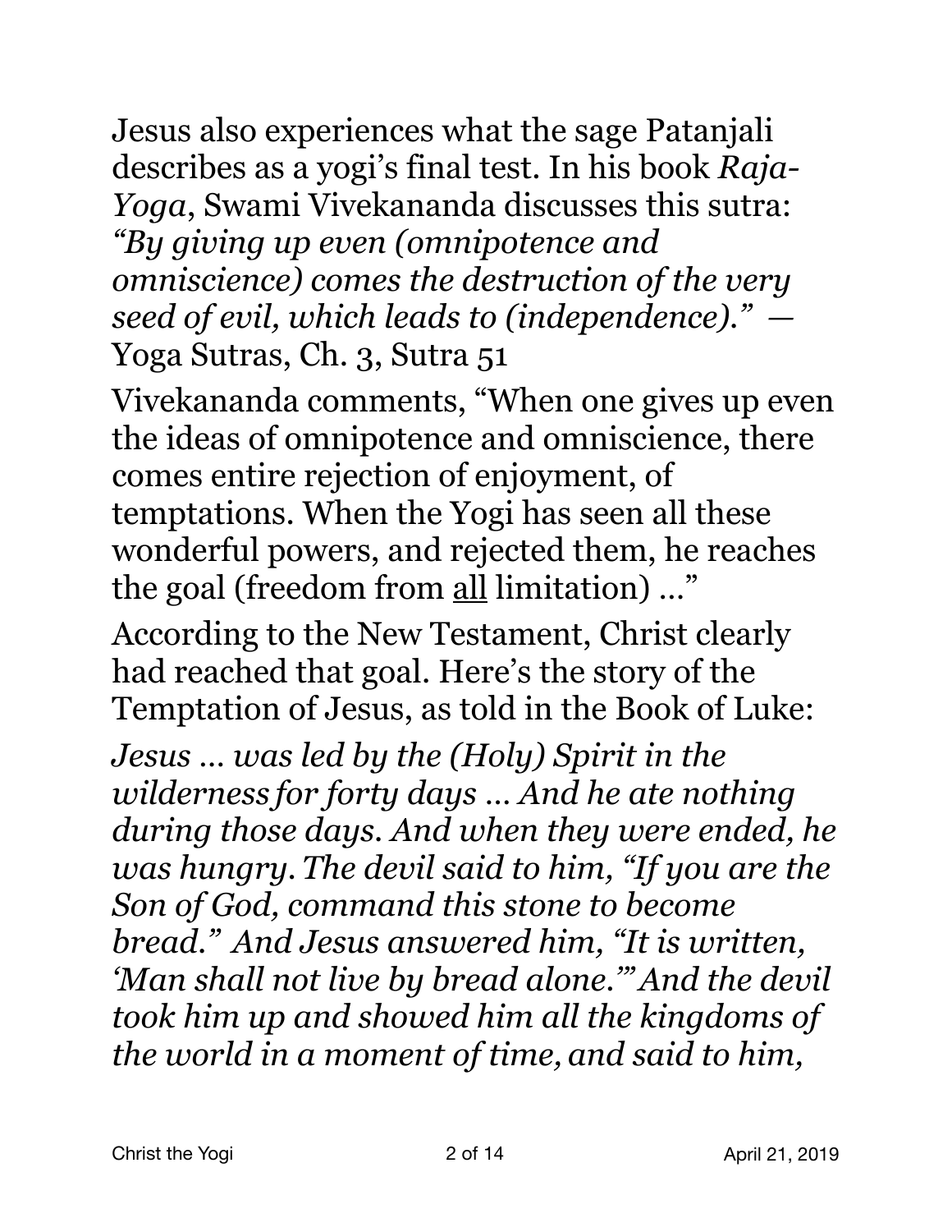Jesus also experiences what the sage Patanjali describes as a yogi's final test. In his book *Raja-Yoga*, Swami Vivekananda discusses this sutra: *"By giving up even (omnipotence and omniscience) comes the destruction of the very seed of evil, which leads to (independence)."* — Yoga Sutras, Ch. 3, Sutra 51

Vivekananda comments, "When one gives up even the ideas of omnipotence and omniscience, there comes entire rejection of enjoyment, of temptations. When the Yogi has seen all these wonderful powers, and rejected them, he reaches the goal (freedom from <u>all</u> limitation) …"

According to the New Testament, Christ clearly had reached that goal. Here's the story of the Temptation of Jesus, as told in the Book of Luke:

*Jesus … was led by the (Holy) Spirit in the wilderness for forty days … And he ate nothing during those days. And when they were ended, he was hungry. The devil said to him, "If you are the Son of God, command this stone to become bread." And Jesus answered him, "It is written, 'Man shall not live by bread alone.'" And the devil took him up and showed him all the kingdoms of the world in a moment of time, and said to him,*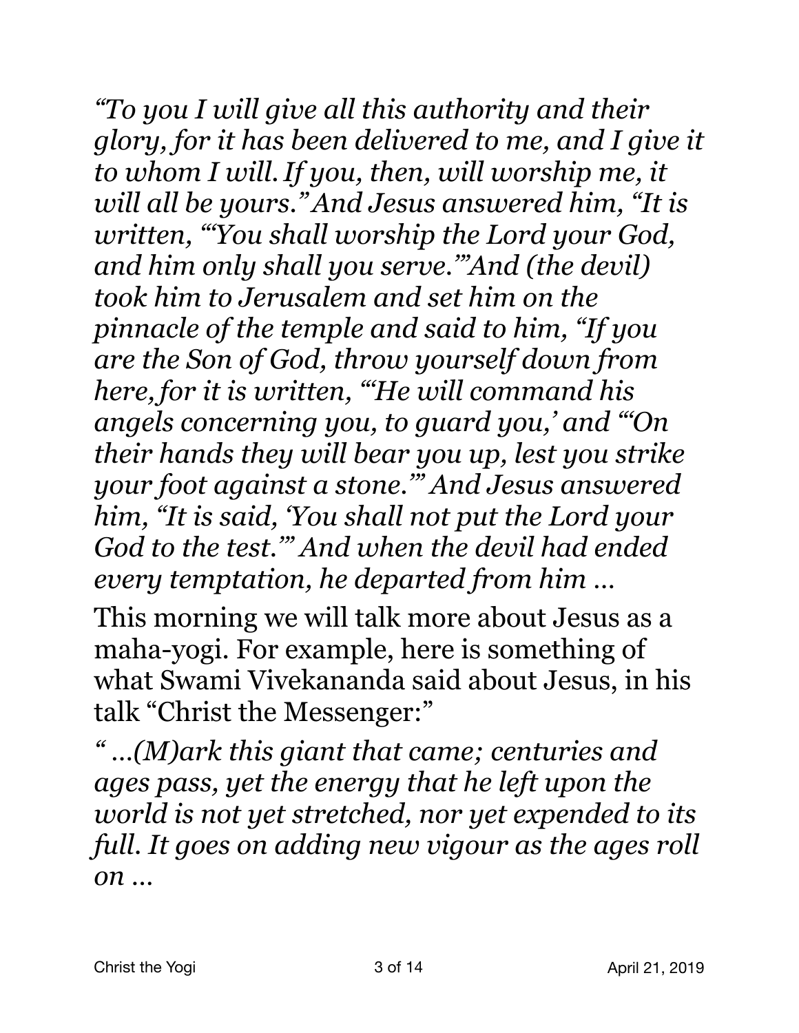*"To you I will give all this authority and their glory, for it has been delivered to me, and I give it to whom I will. If you, then, will worship me, it will all be yours." And Jesus answered him, "It is written, "'You shall worship the Lord your God, and him only shall you serve.'"And (the devil) took him to Jerusalem and set him on the pinnacle of the temple and said to him, "If you are the Son of God, throw yourself down from here,for it is written, "'He will command his angels concerning you, to guard you,' and "'On their hands they will bear you up, lest you strike your foot against a stone.'" And Jesus answered him, "It is said, 'You shall not put the Lord your God to the test.'" And when the devil had ended every temptation, he departed from him …*

This morning we will talk more about Jesus as a maha-yogi. For example, here is something of what Swami Vivekananda said about Jesus, in his talk "Christ the Messenger:"

*" …(M)ark this giant that came; centuries and ages pass, yet the energy that he left upon the world is not yet stretched, nor yet expended to its full. It goes on adding new vigour as the ages roll on …*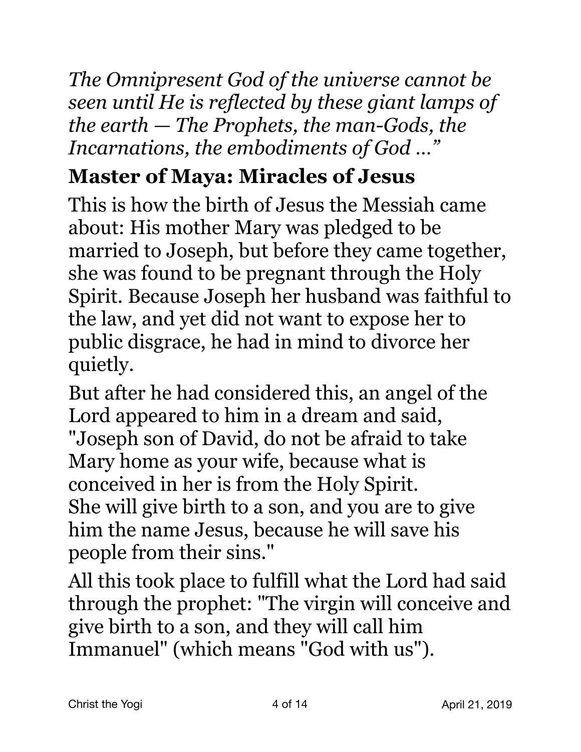*The Omnipresent God of the universe cannot be seen until He is reflected by these giant lamps of the earth — The Prophets, the man-Gods, the Incarnations, the embodiments of God …"*

## Master of Maya: Miracles of Jesus

This is how the birth of Jesus the Messiah came about: His mother Mary was pledged to be married to Joseph, but before they came together, she was found to be pregnant through the Holy Spirit. Because Joseph her husband was faithful to the law, and yet did not want to expose her to public disgrace, he had in mind to divorce her quietly.

But after he had considered this, an angel of the Lord appeared to him in a dream and said, "Joseph son of David, do not be afraid to take Mary home as your wife, because what is conceived in her is from the Holy Spirit. She will give birth to a son, and you are to give him the name Jesus, because he will save his people from their sins."

All this took place to fulfill what the Lord had said through the prophet: "The virgin will conceive and give birth to a son, and they will call him Immanuel" (which means "God with us").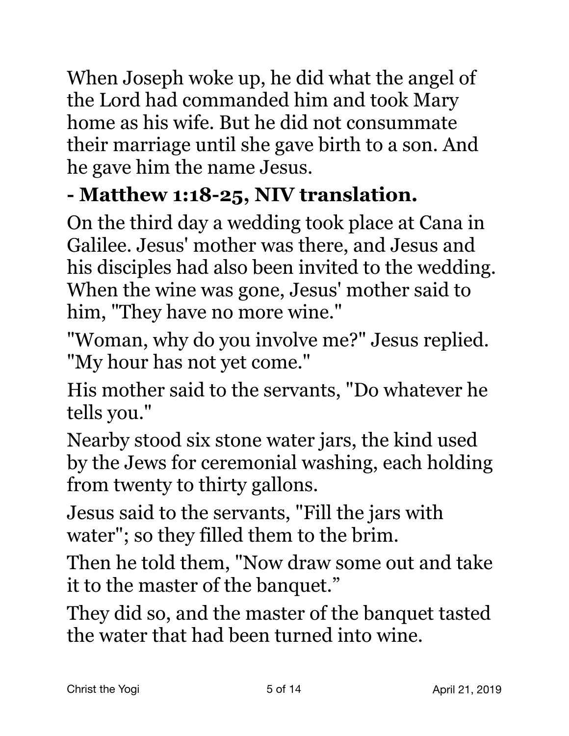When Joseph woke up, he did what the angel of the Lord had commanded him and took Mary home as his wife. But he did not consummate their marriage until she gave birth to a son. And he gave him the name Jesus.

**- Matthew 1:18-25, NIV translation.**

On the third day a wedding took place at Cana in Galilee. Jesus' mother was there, and Jesus and his disciples had also been invited to the wedding. When the wine was gone, Jesus' mother said to him, "They have no more wine."

"Woman, why do you involve me?" Jesus replied. "My hour has not yet come."

His mother said to the servants, "Do whatever he tells you."

Nearby stood six stone water jars, the kind used by the Jews for ceremonial washing, each holding from twenty to thirty gallons.

Jesus said to the servants, "Fill the jars with water"; so they filled them to the brim.

Then he told them, "Now draw some out and take it to the master of the banquet."

They did so, and the master of the banquet tasted the water that had been turned into wine.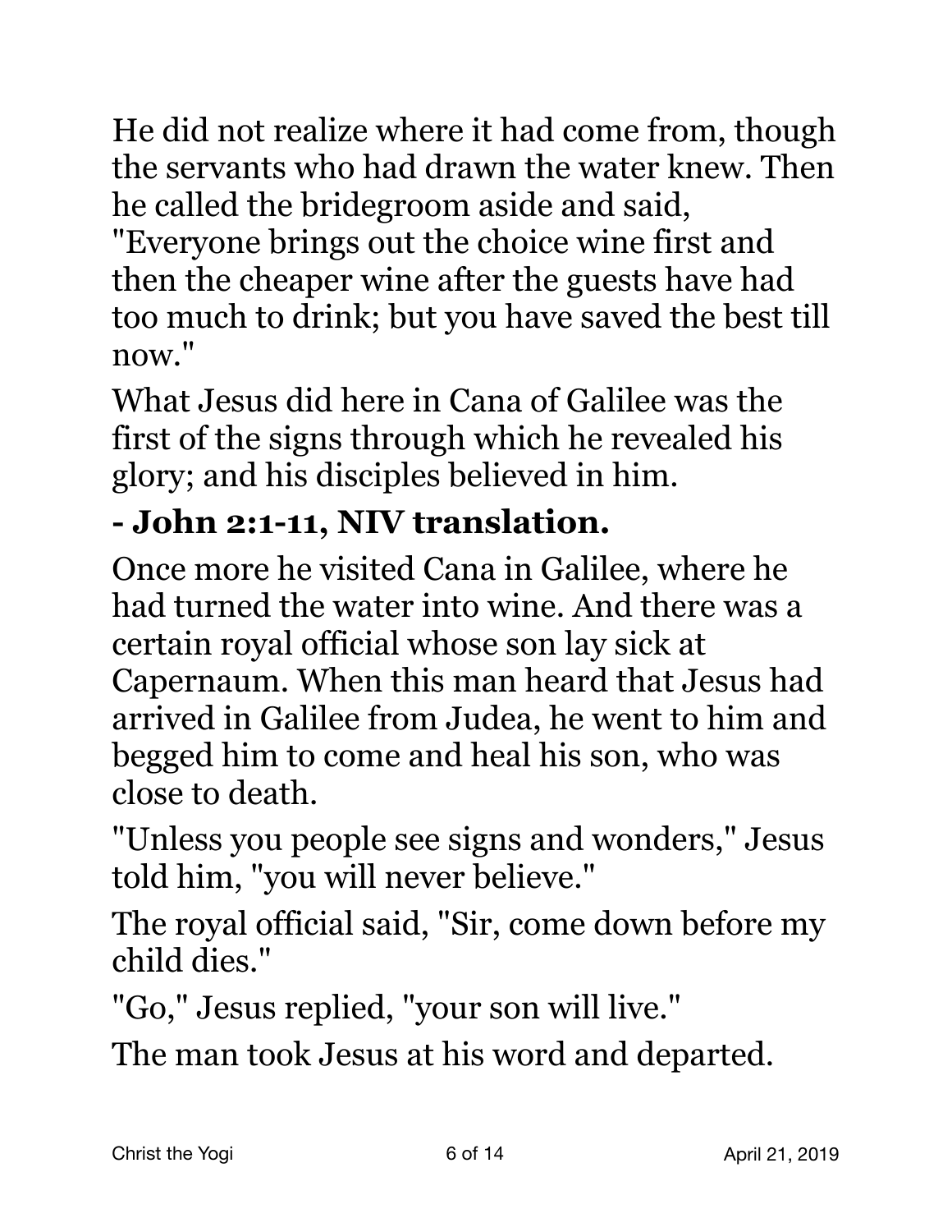He did not realize where it had come from, though the servants who had drawn the water knew. Then he called the bridegroom aside and said, "Everyone brings out the choice wine first and then the cheaper wine after the guests have had too much to drink; but you have saved the best till now."

What Jesus did here in Cana of Galilee was the first of the signs through which he revealed his glory; and his disciples believed in him.

**- John 2:1-11, NIV translation.**

Once more he visited Cana in Galilee, where he had turned the water into wine. And there was a certain royal official whose son lay sick at Capernaum. When this man heard that Jesus had arrived in Galilee from Judea, he went to him and begged him to come and heal his son, who was close to death.

"Unless you people see signs and wonders," Jesus told him, "you will never believe."

The royal official said, "Sir, come down before my child dies."

"Go," Jesus replied, "your son will live."

The man took Jesus at his word and departed.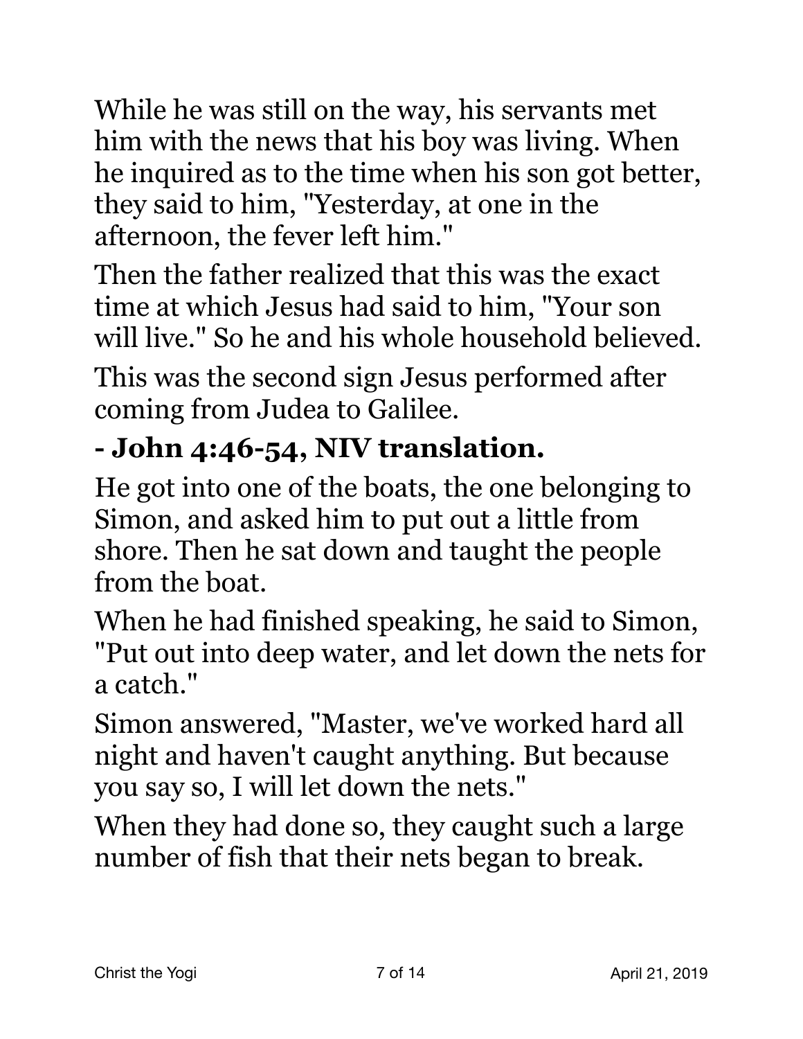While he was still on the way, his servants met him with the news that his boy was living. When he inquired as to the time when his son got better, they said to him, "Yesterday, at one in the afternoon, the fever left him."

Then the father realized that this was the exact time at which Jesus had said to him, "Your son will live." So he and his whole household believed.

This was the second sign Jesus performed after coming from Judea to Galilee.

**- John 4:46-54, NIV translation.**

He got into one of the boats, the one belonging to Simon, and asked him to put out a little from shore. Then he sat down and taught the people from the boat.

When he had finished speaking, he said to Simon, "Put out into deep water, and let down the nets for a catch."

Simon answered, "Master, we've worked hard all night and haven't caught anything. But because you say so, I will let down the nets."

When they had done so, they caught such a large number of fish that their nets began to break.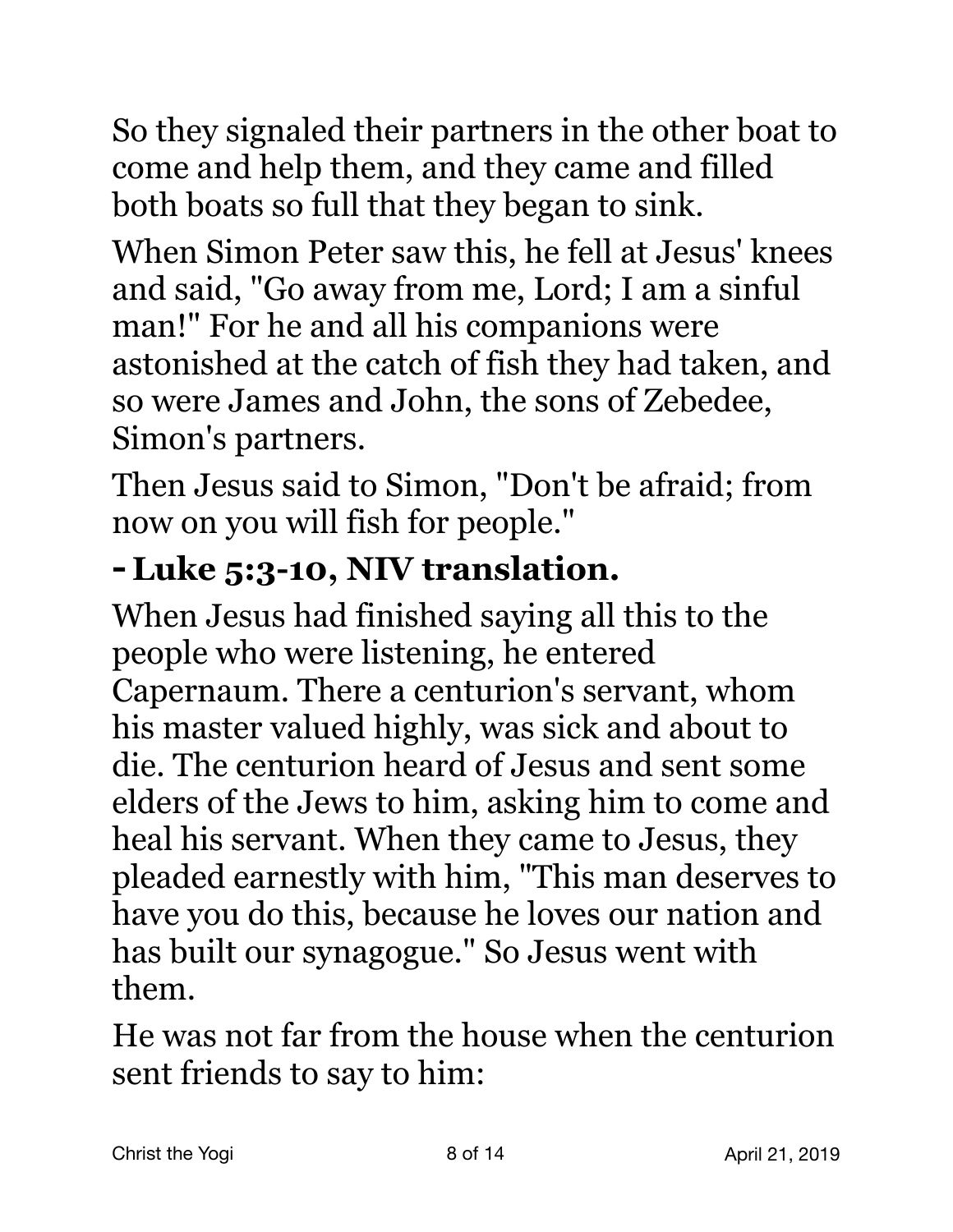So they signaled their partners in the other boat to come and help them, and they came and filled both boats so full that they began to sink.

When Simon Peter saw this, he fell at Jesus' knees and said, "Go away from me, Lord; I am a sinful man!" For he and all his companions were astonished at the catch of fish they had taken, and so were James and John, the sons of Zebedee, Simon's partners.

Then Jesus said to Simon, "Don't be afraid; from now on you will fish for people."

**- Luke 5:3-10, NIV translation.**

When Jesus had finished saying all this to the people who were listening, he entered Capernaum. There a centurion's servant, whom his master valued highly, was sick and about to die. The centurion heard of Jesus and sent some elders of the Jews to him, asking him to come and heal his servant. When they came to Jesus, they pleaded earnestly with him, "This man deserves to have you do this, because he loves our nation and has built our synagogue." So Jesus went with them.

He was not far from the house when the centurion sent friends to say to him: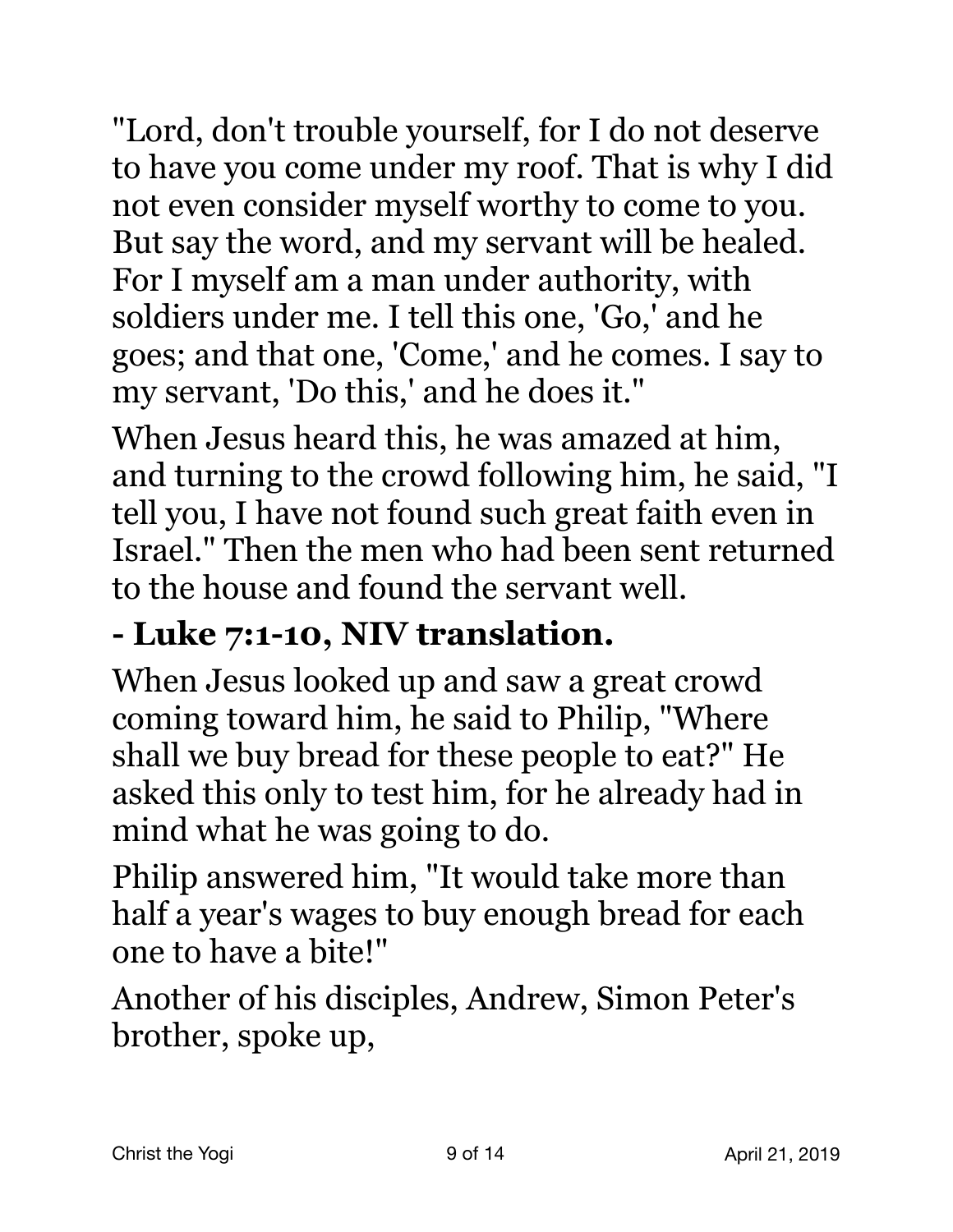"Lord, don't trouble yourself, for I do not deserve to have you come under my roof. That is why I did not even consider myself worthy to come to you. But say the word, and my servant will be healed. For I myself am a man under authority, with soldiers under me. I tell this one, 'Go,' and he goes; and that one, 'Come,' and he comes. I say to my servant, 'Do this,' and he does it."

When Jesus heard this, he was amazed at him, and turning to the crowd following him, he said, "I tell you, I have not found such great faith even in Israel." Then the men who had been sent returned to the house and found the servant well.

**- Luke 7:1-10, NIV translation.**

When Jesus looked up and saw a great crowd coming toward him, he said to Philip, "Where shall we buy bread for these people to eat?" He asked this only to test him, for he already had in mind what he was going to do.

Philip answered him, "It would take more than half a year's wages to buy enough bread for each one to have a bite!"

Another of his disciples, Andrew, Simon Peter's brother, spoke up,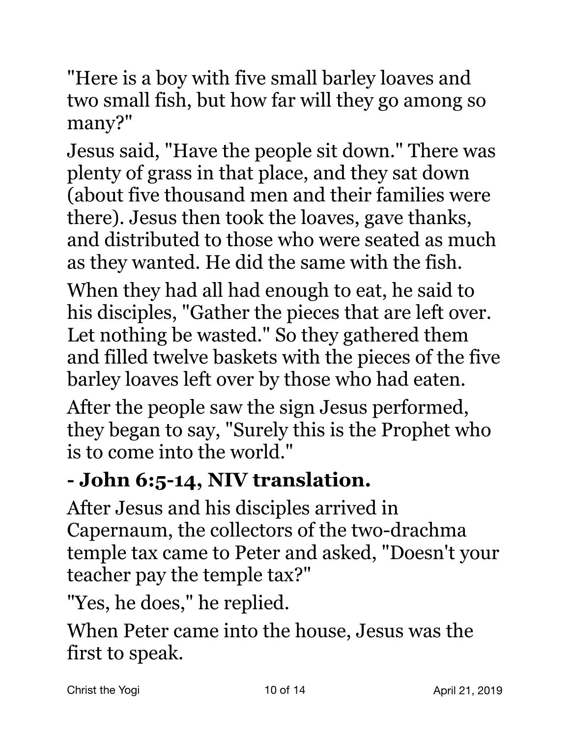"Here is a boy with five small barley loaves and two small fish, but how far will they go among so many?"

Jesus said, "Have the people sit down." There was plenty of grass in that place, and they sat down (about five thousand men and their families were there). Jesus then took the loaves, gave thanks, and distributed to those who were seated as much as they wanted. He did the same with the fish.

When they had all had enough to eat, he said to his disciples, "Gather the pieces that are left over. Let nothing be wasted." So they gathered them and filled twelve baskets with the pieces of the five barley loaves left over by those who had eaten.

After the people saw the sign Jesus performed, they began to say, "Surely this is the Prophet who is to come into the world."

**- John 6:5-14, NIV translation.**

After Jesus and his disciples arrived in Capernaum, the collectors of the two-drachma temple tax came to Peter and asked, "Doesn't your teacher pay the temple tax?"

"Yes, he does," he replied.

When Peter came into the house, Jesus was the first to speak.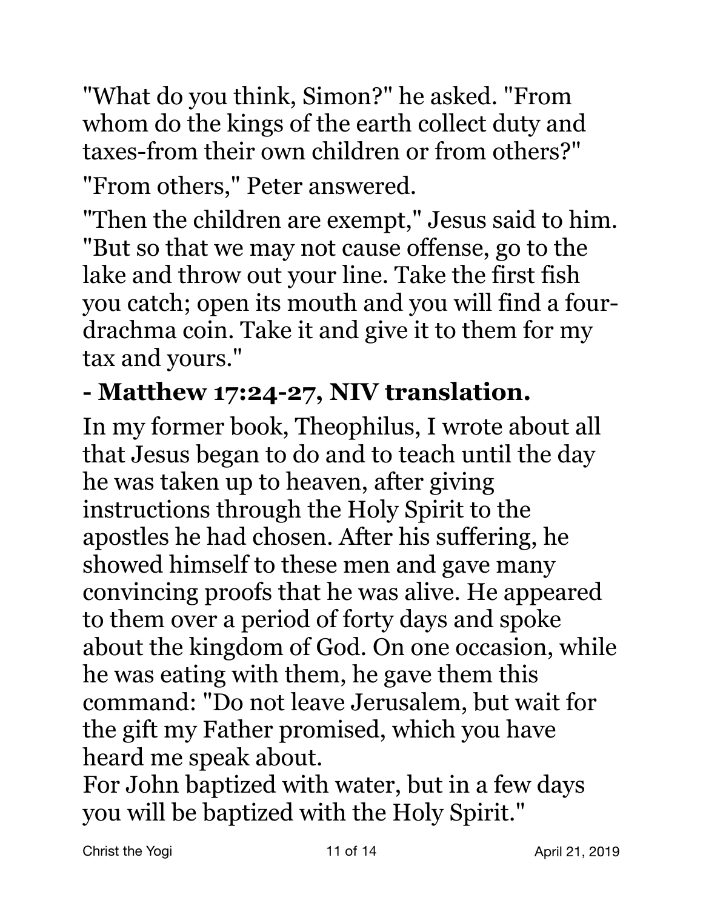"What do you think, Simon?" he asked. "From whom do the kings of the earth collect duty and taxes-from their own children or from others?"

"From others," Peter answered.

"Then the children are exempt," Jesus said to him. "But so that we may not cause offense, go to the lake and throw out your line. Take the first fish you catch; open its mouth and you will find a four-drachma coin. Take it and give it to them for my tax and yours."

**- Matthew 17:24-27, NIV translation.**

In my former book, Theophilus, I wrote about all that Jesus began to do and to teach until the day he was taken up to heaven, after giving instructions through the Holy Spirit to the apostles he had chosen. After his suffering, he showed himself to these men and gave many convincing proofs that he was alive. He appeared to them over a period of forty days and spoke about the kingdom of God. On one occasion, while he was eating with them, he gave them this command: "Do not leave Jerusalem, but wait for the gift my Father promised, which you have heard me speak about.

For John baptized with water, but in a few days you will be baptized with the Holy Spirit."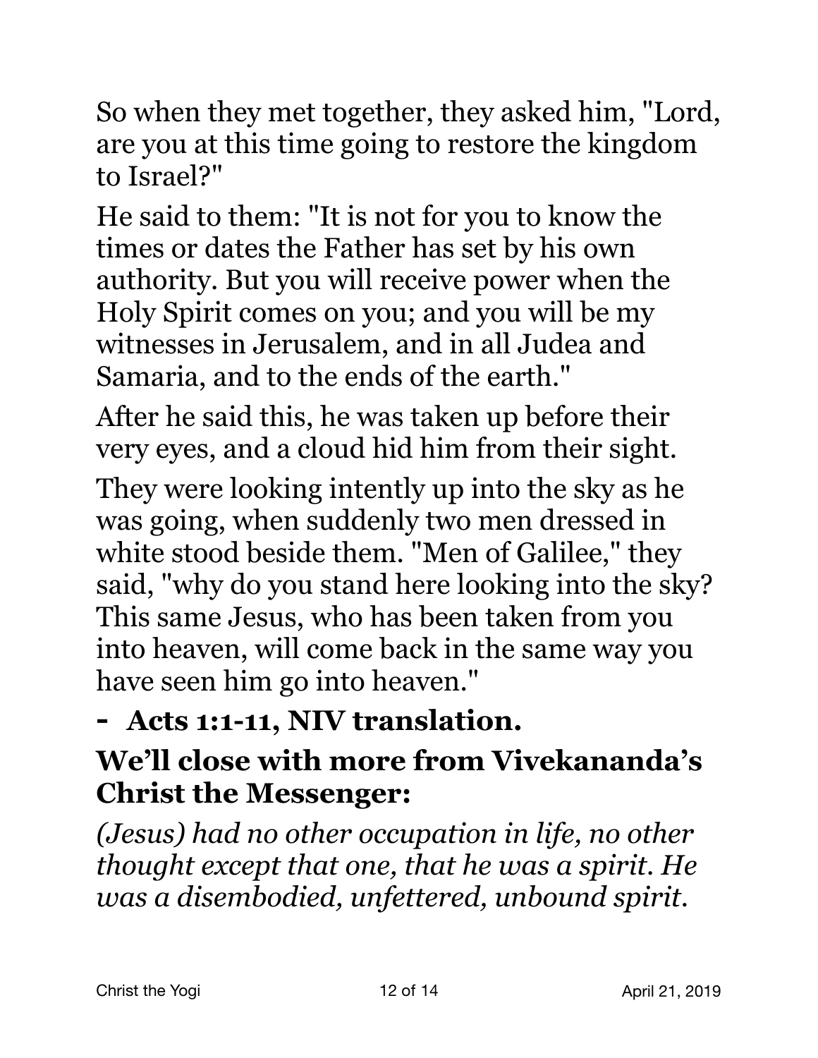So when they met together, they asked him, "Lord, are you at this time going to restore the kingdom to Israel?"

He said to them: "It is not for you to know the times or dates the Father has set by his own authority. But you will receive power when the Holy Spirit comes on you; and you will be my witnesses in Jerusalem, and in all Judea and Samaria, and to the ends of the earth."

After he said this, he was taken up before their very eyes, and a cloud hid him from their sight.

They were looking intently up into the sky as he was going, when suddenly two men dressed in white stood beside them. "Men of Galilee," they said, "why do you stand here looking into the sky? This same Jesus, who has been taken from you into heaven, will come back in the same way you have seen him go into heaven."

- **Acts 1:1-11, NIV translation.**

**We'll close with more from Vivekananda's Christ the Messenger:**

*(Jesus) had no other occupation in life, no other thought except that one, that he was a spirit. He was a disembodied, unfettered, unbound spirit.*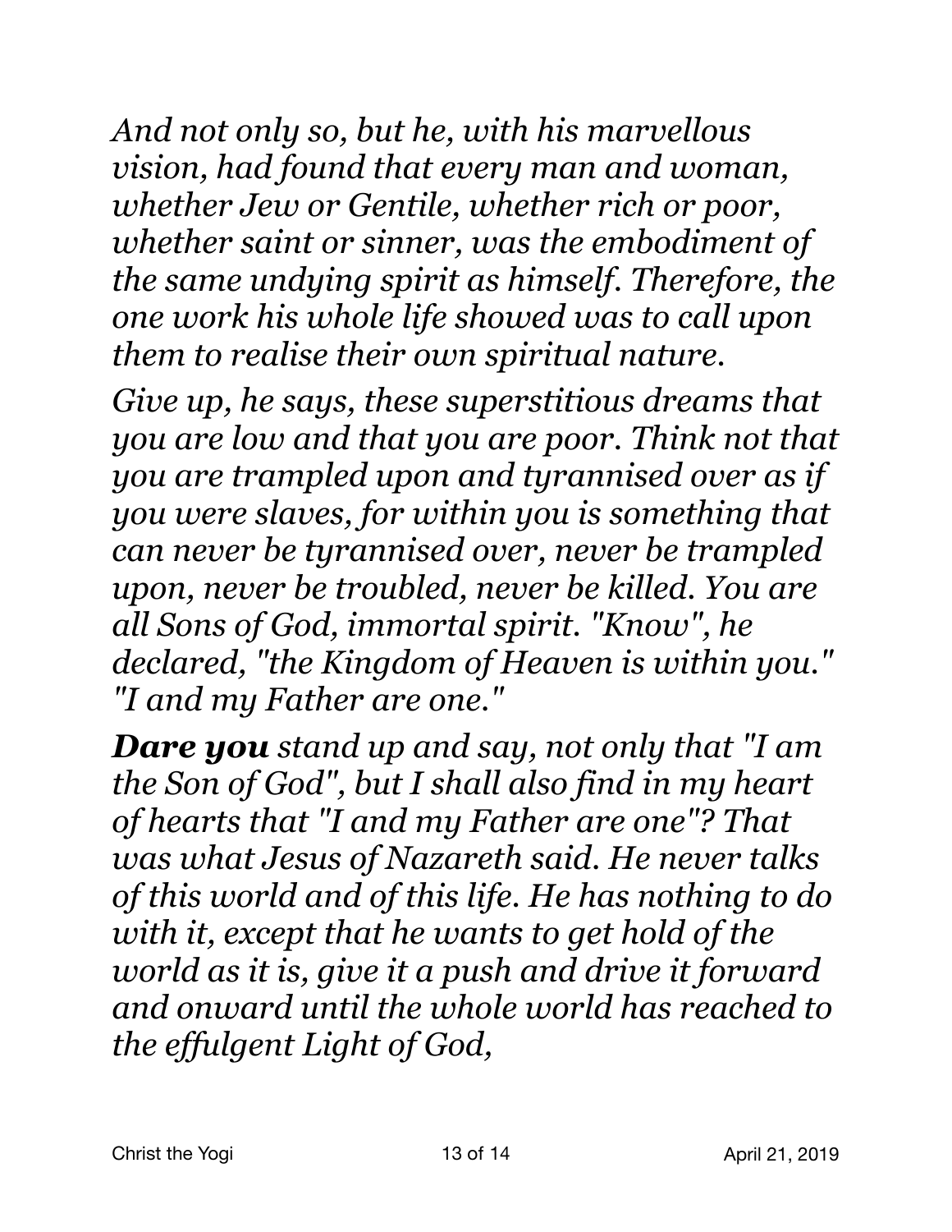*And not only so, but he, with his marvellous vision, had found that every man and woman, whether Jew or Gentile, whether rich or poor, whether saint or sinner, was the embodiment of the same undying spirit as himself. Therefore, the one work his whole life showed was to call upon them to realise their own spiritual nature.*

*Give up, he says, these superstitious dreams that you are low and that you are poor. Think not that you are trampled upon and tyrannised over as if you were slaves, for within you is something that can never be tyrannised over, never be trampled upon, never be troubled, never be killed. You are all Sons of God, immortal spirit. "Know", he declared, "the Kingdom of Heaven is within you." "I and my Father are one."*

***Dare you** stand up and say, not only that "I am the Son of God", but I shall also find in my heart of hearts that "I and my Father are one"? That was what Jesus of Nazareth said. He never talks of this world and of this life. He has nothing to do with it, except that he wants to get hold of the world as it is, give it a push and drive it forward and onward until the whole world has reached to the effulgent Light of God,*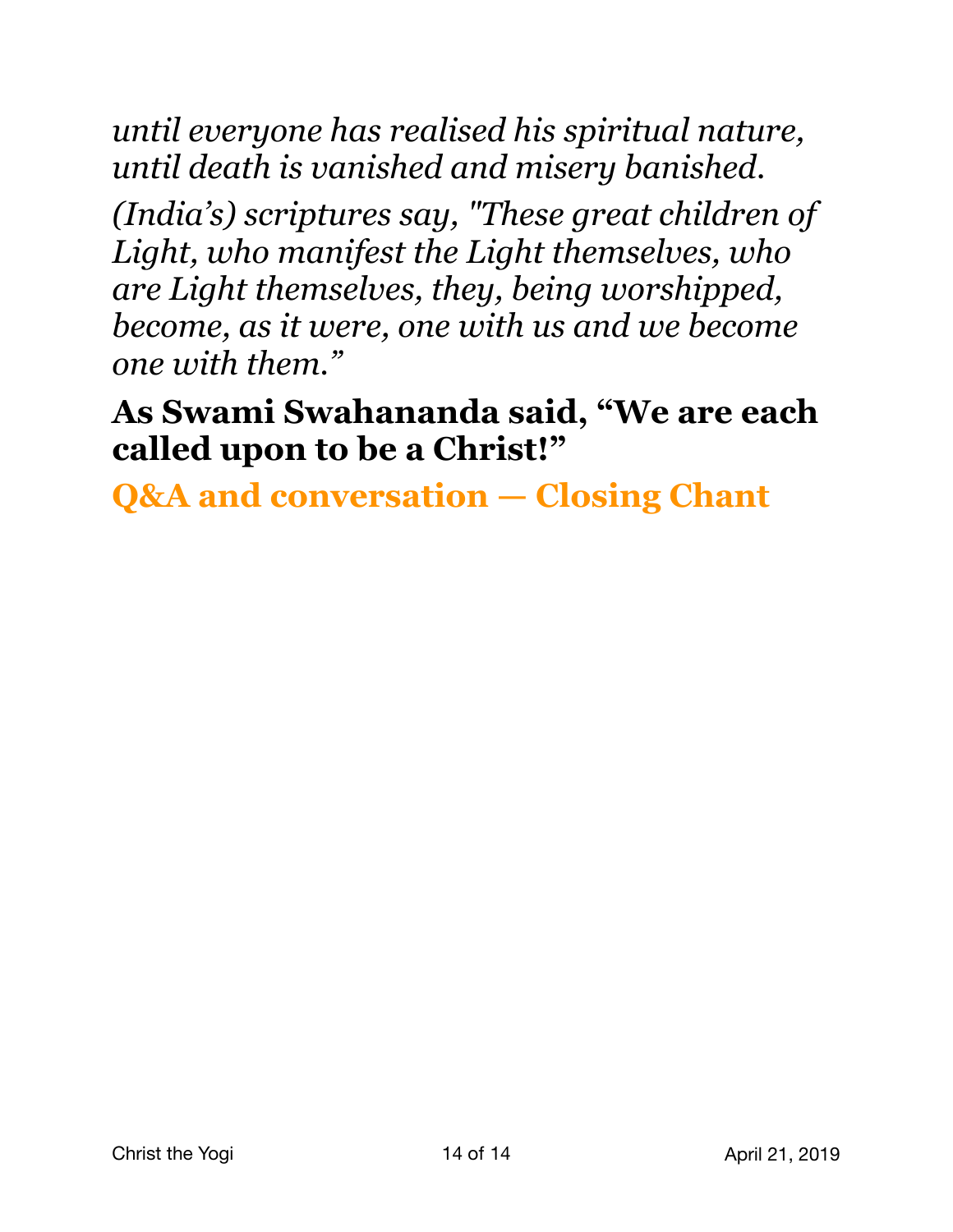*until everyone has realised his spiritual nature, until death is vanished and misery banished.*

*(India's) scriptures say, "These great children of Light, who manifest the Light themselves, who are Light themselves, they, being worshipped, become, as it were, one with us and we become one with them."*

**As Swami Swahananda said, "We are each called upon to be a Christ!"**

## Q&A and conversation — Closing Chant